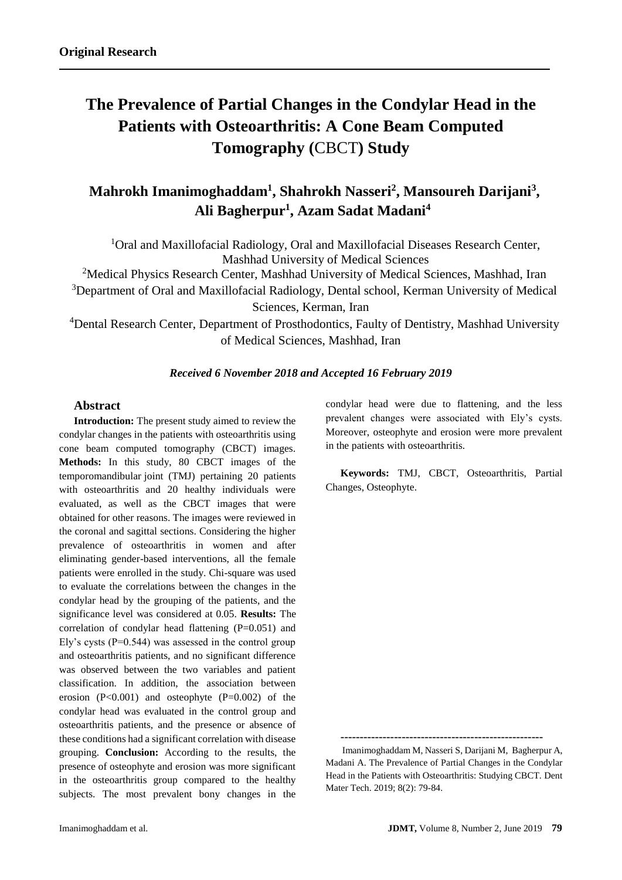**Original Research**

# The Prevalence of Partial Changes in the Condylar Head in the Patients with Osteoarthritis: A Cone Beam Computed Tomography (CBCT) Study

## Mahrokh Imanimoghaddam[1], Shahrokh Nasseri[2], Mansoureh Darijani[3], Ali Bagherpur[1], Azam Sadat Madani[4]

[1]Oral and Maxillofacial Radiology, Oral and Maxillofacial Diseases Research Center, Mashhad University of Medical Sciences

[2]Medical Physics Research Center, Mashhad University of Medical Sciences, Mashhad, Iran

[3]Department of Oral and Maxillofacial Radiology, Dental school, Kerman University of Medical Sciences, Kerman, Iran

[4]Dental Research Center, Department of Prosthodontics, Faulty of Dentistry, Mashhad University of Medical Sciences, Mashhad, Iran

***Received 6 November 2018 and Accepted 16 February 2019***

### Abstract

**Introduction:** The present study aimed to review the condylar changes in the patients with osteoarthritis using cone beam computed tomography (CBCT) images. **Methods:** In this study, 80 CBCT images of the temporomandibular joint (TMJ) pertaining 20 patients with osteoarthritis and 20 healthy individuals were evaluated, as well as the CBCT images that were obtained for other reasons. The images were reviewed in the coronal and sagittal sections. Considering the higher prevalence of osteoarthritis in women and after eliminating gender-based interventions, all the female patients were enrolled in the study. Chi-square was used to evaluate the correlations between the changes in the condylar head by the grouping of the patients, and the significance level was considered at 0.05. **Results:** The correlation of condylar head flattening (P=0.051) and Ely's cysts (P=0.544) was assessed in the control group and osteoarthritis patients, and no significant difference was observed between the two variables and patient classification. In addition, the association between erosion (P<0.001) and osteophyte (P=0.002) of the condylar head was evaluated in the control group and osteoarthritis patients, and the presence or absence of these conditions had a significant correlation with disease grouping. **Conclusion:** According to the results, the presence of osteophyte and erosion was more significant in the osteoarthritis group compared to the healthy subjects. The most prevalent bony changes in the condylar head were due to flattening, and the less prevalent changes were associated with Ely's cysts. Moreover, osteophyte and erosion were more prevalent in the patients with osteoarthritis.

**Keywords:** TMJ, CBCT, Osteoarthritis, Partial Changes, Osteophyte.

-----------------------------------------------------

Imanimoghaddam M, Nasseri S, Darijani M, Bagherpur A, Madani A. The Prevalence of Partial Changes in the Condylar Head in the Patients with Osteoarthritis: Studying CBCT. Dent Mater Tech. 2019; 8(2): 79-84.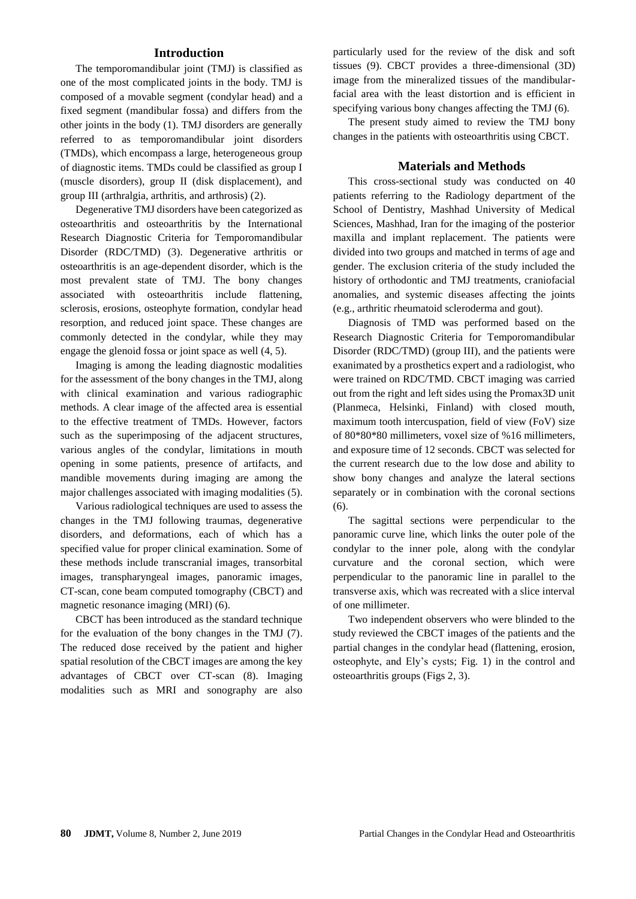## Introduction

The temporomandibular joint (TMJ) is classified as one of the most complicated joints in the body. TMJ is composed of a movable segment (condylar head) and a fixed segment (mandibular fossa) and differs from the other joints in the body (1). TMJ disorders are generally referred to as temporomandibular joint disorders (TMDs), which encompass a large, heterogeneous group of diagnostic items. TMDs could be classified as group I (muscle disorders), group II (disk displacement), and group III (arthralgia, arthritis, and arthrosis) (2).

Degenerative TMJ disorders have been categorized as osteoarthritis and osteoarthritis by the International Research Diagnostic Criteria for Temporomandibular Disorder (RDC/TMD) (3). Degenerative arthritis or osteoarthritis is an age-dependent disorder, which is the most prevalent state of TMJ. The bony changes associated with osteoarthritis include flattening, sclerosis, erosions, osteophyte formation, condylar head resorption, and reduced joint space. These changes are commonly detected in the condylar, while they may engage the glenoid fossa or joint space as well (4, 5).

Imaging is among the leading diagnostic modalities for the assessment of the bony changes in the TMJ, along with clinical examination and various radiographic methods. A clear image of the affected area is essential to the effective treatment of TMDs. However, factors such as the superimposing of the adjacent structures, various angles of the condylar, limitations in mouth opening in some patients, presence of artifacts, and mandible movements during imaging are among the major challenges associated with imaging modalities (5).

Various radiological techniques are used to assess the changes in the TMJ following traumas, degenerative disorders, and deformations, each of which has a specified value for proper clinical examination. Some of these methods include transcranial images, transorbital images, transpharyngeal images, panoramic images, CT-scan, cone beam computed tomography (CBCT) and magnetic resonance imaging (MRI) (6).

CBCT has been introduced as the standard technique for the evaluation of the bony changes in the TMJ (7). The reduced dose received by the patient and higher spatial resolution of the CBCT images are among the key advantages of CBCT over CT-scan (8). Imaging modalities such as MRI and sonography are also particularly used for the review of the disk and soft tissues (9). CBCT provides a three-dimensional (3D) image from the mineralized tissues of the mandibular-facial area with the least distortion and is efficient in specifying various bony changes affecting the TMJ (6).

The present study aimed to review the TMJ bony changes in the patients with osteoarthritis using CBCT.

## Materials and Methods

This cross-sectional study was conducted on 40 patients referring to the Radiology department of the School of Dentistry, Mashhad University of Medical Sciences, Mashhad, Iran for the imaging of the posterior maxilla and implant replacement. The patients were divided into two groups and matched in terms of age and gender. The exclusion criteria of the study included the history of orthodontic and TMJ treatments, craniofacial anomalies, and systemic diseases affecting the joints (e.g., arthritic rheumatoid scleroderma and gout).

Diagnosis of TMD was performed based on the Research Diagnostic Criteria for Temporomandibular Disorder (RDC/TMD) (group III), and the patients were exanimated by a prosthetics expert and a radiologist, who were trained on RDC/TMD. CBCT imaging was carried out from the right and left sides using the Promax3D unit (Planmeca, Helsinki, Finland) with closed mouth, maximum tooth intercuspation, field of view (FoV) size of 80*80*80 millimeters, voxel size of %16 millimeters, and exposure time of 12 seconds. CBCT was selected for the current research due to the low dose and ability to show bony changes and analyze the lateral sections separately or in combination with the coronal sections (6).

The sagittal sections were perpendicular to the panoramic curve line, which links the outer pole of the condylar to the inner pole, along with the condylar curvature and the coronal section, which were perpendicular to the panoramic line in parallel to the transverse axis, which was recreated with a slice interval of one millimeter.

Two independent observers who were blinded to the study reviewed the CBCT images of the patients and the partial changes in the condylar head (flattening, erosion, osteophyte, and Ely's cysts; Fig. 1) in the control and osteoarthritis groups (Figs 2, 3).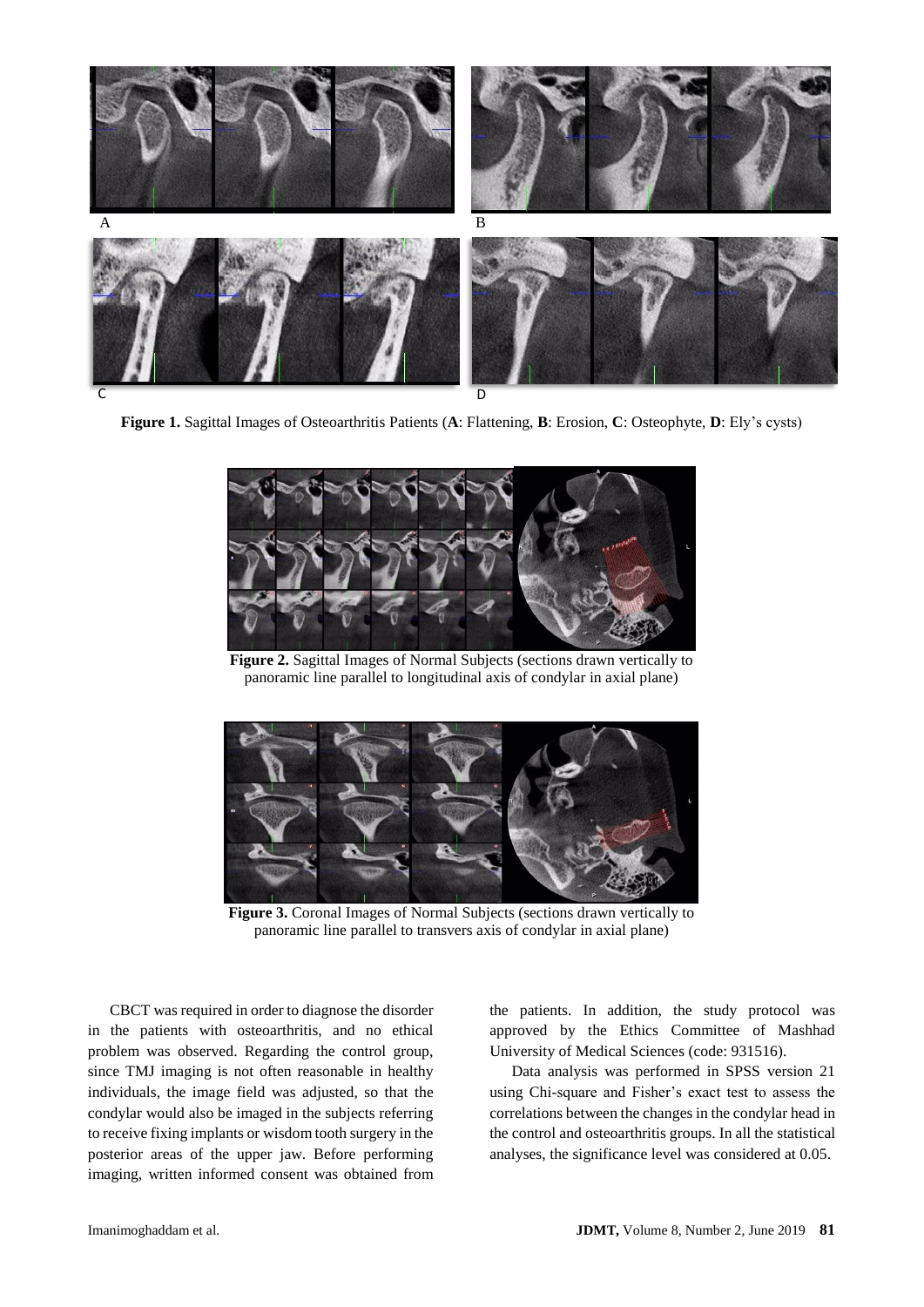**Figure 1.** Sagittal Images of Osteoarthritis Patients (**A**: Flattening, **B**: Erosion, **C**: Osteophyte, **D**: Ely's cysts)

**Figure 2.** Sagittal Images of Normal Subjects (sections drawn vertically to panoramic line parallel to longitudinal axis of condylar in axial plane)

**Figure 3.** Coronal Images of Normal Subjects (sections drawn vertically to panoramic line parallel to transvers axis of condylar in axial plane)

CBCT was required in order to diagnose the disorder in the patients with osteoarthritis, and no ethical problem was observed. Regarding the control group, since TMJ imaging is not often reasonable in healthy individuals, the image field was adjusted, so that the condylar would also be imaged in the subjects referring to receive fixing implants or wisdom tooth surgery in the posterior areas of the upper jaw. Before performing imaging, written informed consent was obtained from the patients. In addition, the study protocol was approved by the Ethics Committee of Mashhad University of Medical Sciences (code: 931516).

Data analysis was performed in SPSS version 21 using Chi-square and Fisher's exact test to assess the correlations between the changes in the condylar head in the control and osteoarthritis groups. In all the statistical analyses, the significance level was considered at 0.05.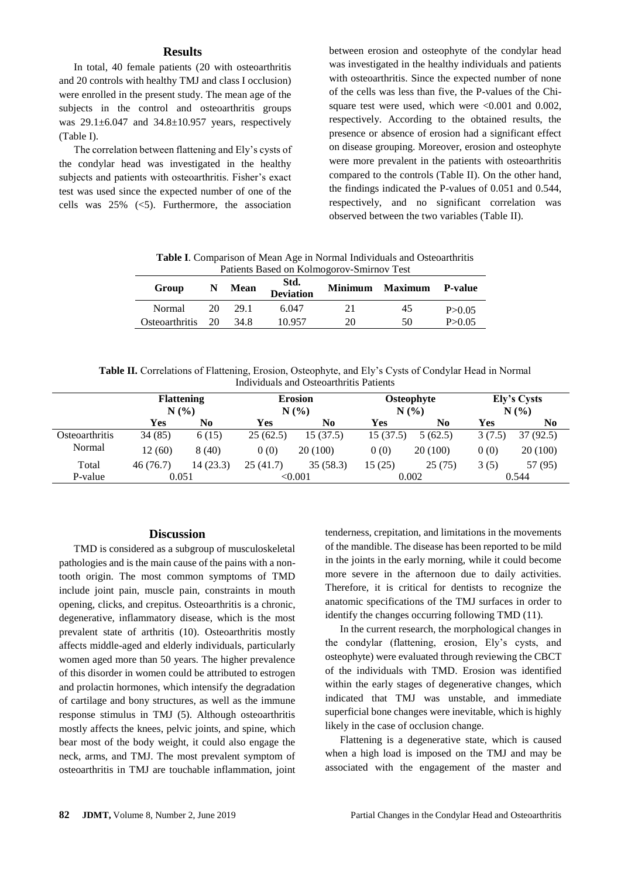## Results

In total, 40 female patients (20 with osteoarthritis and 20 controls with healthy TMJ and class I occlusion) were enrolled in the present study. The mean age of the subjects in the control and osteoarthritis groups was 29.1±6.047 and 34.8±10.957 years, respectively (Table I).

The correlation between flattening and Ely's cysts of the condylar head was investigated in the healthy subjects and patients with osteoarthritis. Fisher's exact test was used since the expected number of one of the cells was 25% (<5). Furthermore, the association between erosion and osteophyte of the condylar head was investigated in the healthy individuals and patients with osteoarthritis. Since the expected number of none of the cells was less than five, the P-values of the Chi-square test were used, which were <0.001 and 0.002, respectively. According to the obtained results, the presence or absence of erosion had a significant effect on disease grouping. Moreover, erosion and osteophyte were more prevalent in the patients with osteoarthritis compared to the controls (Table II). On the other hand, the findings indicated the P-values of 0.051 and 0.544, respectively, and no significant correlation was observed between the two variables (Table II).

**Table I**. Comparison of Mean Age in Normal Individuals and Osteoarthritis Patients Based on Kolmogorov-Smirnov Test

| Group | N | Mean | Std. Deviation | Minimum | Maximum | P-value |
|---|---|---|---|---|---|---|
| Normal | 20 | 29.1 | 6.047 | 21 | 45 | P>0.05 |
| Osteoarthritis | 20 | 34.8 | 10.957 | 20 | 50 | P>0.05 |

**Table II.** Correlations of Flattening, Erosion, Osteophyte, and Ely's Cysts of Condylar Head in Normal Individuals and Osteoarthritis Patients

| | Flattening N (%) | | Erosion N (%) | | Osteophyte N (%) | | Ely's Cysts N (%) | |
|---|---|---|---|---|---|---|---|---|
| | Yes | No | Yes | No | Yes | No | Yes | No |
| Osteoarthritis | 34 (85) | 6 (15) | 25 (62.5) | 15 (37.5) | 15 (37.5) | 5 (62.5) | 3 (7.5) | 37 (92.5) |
| Normal | 12 (60) | 8 (40) | 0 (0) | 20 (100) | 0 (0) | 20 (100) | 0 (0) | 20 (100) |
| Total | 46 (76.7) | 14 (23.3) | 25 (41.7) | 35 (58.3) | 15 (25) | 25 (75) | 3 (5) | 57 (95) |
| P-value | 0.051 | | <0.001 | | 0.002 | | 0.544 | |

## Discussion

TMD is considered as a subgroup of musculoskeletal pathologies and is the main cause of the pains with a non-tooth origin. The most common symptoms of TMD include joint pain, muscle pain, constraints in mouth opening, clicks, and crepitus. Osteoarthritis is a chronic, degenerative, inflammatory disease, which is the most prevalent state of arthritis (10). Osteoarthritis mostly affects middle-aged and elderly individuals, particularly women aged more than 50 years. The higher prevalence of this disorder in women could be attributed to estrogen and prolactin hormones, which intensify the degradation of cartilage and bony structures, as well as the immune response stimulus in TMJ (5). Although osteoarthritis mostly affects the knees, pelvic joints, and spine, which bear most of the body weight, it could also engage the neck, arms, and TMJ. The most prevalent symptom of osteoarthritis in TMJ are touchable inflammation, joint tenderness, crepitation, and limitations in the movements of the mandible. The disease has been reported to be mild in the joints in the early morning, while it could become more severe in the afternoon due to daily activities. Therefore, it is critical for dentists to recognize the anatomic specifications of the TMJ surfaces in order to identify the changes occurring following TMD (11).

In the current research, the morphological changes in the condylar (flattening, erosion, Ely's cysts, and osteophyte) were evaluated through reviewing the CBCT of the individuals with TMD. Erosion was identified within the early stages of degenerative changes, which indicated that TMJ was unstable, and immediate superficial bone changes were inevitable, which is highly likely in the case of occlusion change.

Flattening is a degenerative state, which is caused when a high load is imposed on the TMJ and may be associated with the engagement of the master and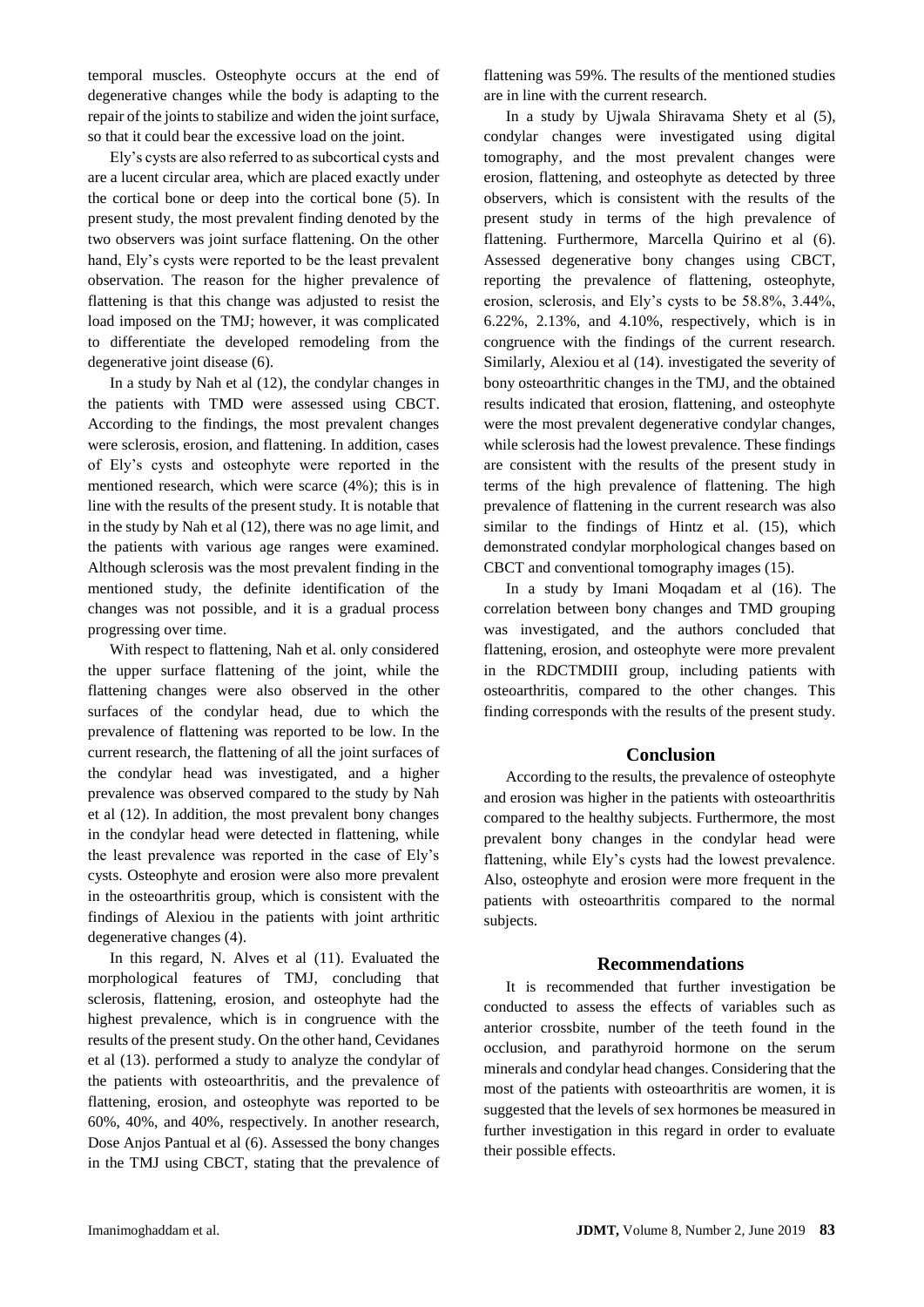temporal muscles. Osteophyte occurs at the end of degenerative changes while the body is adapting to the repair of the joints to stabilize and widen the joint surface, so that it could bear the excessive load on the joint.

Ely's cysts are also referred to as subcortical cysts and are a lucent circular area, which are placed exactly under the cortical bone or deep into the cortical bone (5). In present study, the most prevalent finding denoted by the two observers was joint surface flattening. On the other hand, Ely's cysts were reported to be the least prevalent observation. The reason for the higher prevalence of flattening is that this change was adjusted to resist the load imposed on the TMJ; however, it was complicated to differentiate the developed remodeling from the degenerative joint disease (6).

In a study by Nah et al (12), the condylar changes in the patients with TMD were assessed using CBCT. According to the findings, the most prevalent changes were sclerosis, erosion, and flattening. In addition, cases of Ely's cysts and osteophyte were reported in the mentioned research, which were scarce (4%); this is in line with the results of the present study. It is notable that in the study by Nah et al (12), there was no age limit, and the patients with various age ranges were examined. Although sclerosis was the most prevalent finding in the mentioned study, the definite identification of the changes was not possible, and it is a gradual process progressing over time.

With respect to flattening, Nah et al. only considered the upper surface flattening of the joint, while the flattening changes were also observed in the other surfaces of the condylar head, due to which the prevalence of flattening was reported to be low. In the current research, the flattening of all the joint surfaces of the condylar head was investigated, and a higher prevalence was observed compared to the study by Nah et al (12). In addition, the most prevalent bony changes in the condylar head were detected in flattening, while the least prevalence was reported in the case of Ely's cysts. Osteophyte and erosion were also more prevalent in the osteoarthritis group, which is consistent with the findings of Alexiou in the patients with joint arthritic degenerative changes (4).

In this regard, N. Alves et al (11). Evaluated the morphological features of TMJ, concluding that sclerosis, flattening, erosion, and osteophyte had the highest prevalence, which is in congruence with the results of the present study. On the other hand, Cevidanes et al (13). performed a study to analyze the condylar of the patients with osteoarthritis, and the prevalence of flattening, erosion, and osteophyte was reported to be 60%, 40%, and 40%, respectively. In another research, Dose Anjos Pantual et al (6). Assessed the bony changes in the TMJ using CBCT, stating that the prevalence of flattening was 59%. The results of the mentioned studies are in line with the current research.

In a study by Ujwala Shiravama Shety et al (5), condylar changes were investigated using digital tomography, and the most prevalent changes were erosion, flattening, and osteophyte as detected by three observers, which is consistent with the results of the present study in terms of the high prevalence of flattening. Furthermore, Marcella Quirino et al (6). Assessed degenerative bony changes using CBCT, reporting the prevalence of flattening, osteophyte, erosion, sclerosis, and Ely's cysts to be 58.8%, 3.44%, 6.22%, 2.13%, and 4.10%, respectively, which is in congruence with the findings of the current research. Similarly, Alexiou et al (14). investigated the severity of bony osteoarthritic changes in the TMJ, and the obtained results indicated that erosion, flattening, and osteophyte were the most prevalent degenerative condylar changes, while sclerosis had the lowest prevalence. These findings are consistent with the results of the present study in terms of the high prevalence of flattening. The high prevalence of flattening in the current research was also similar to the findings of Hintz et al. (15), which demonstrated condylar morphological changes based on CBCT and conventional tomography images (15).

In a study by Imani Moqadam et al (16). The correlation between bony changes and TMD grouping was investigated, and the authors concluded that flattening, erosion, and osteophyte were more prevalent in the RDCTMDIII group, including patients with osteoarthritis, compared to the other changes. This finding corresponds with the results of the present study.

## Conclusion

According to the results, the prevalence of osteophyte and erosion was higher in the patients with osteoarthritis compared to the healthy subjects. Furthermore, the most prevalent bony changes in the condylar head were flattening, while Ely's cysts had the lowest prevalence. Also, osteophyte and erosion were more frequent in the patients with osteoarthritis compared to the normal subjects.

## Recommendations

It is recommended that further investigation be conducted to assess the effects of variables such as anterior crossbite, number of the teeth found in the occlusion, and parathyroid hormone on the serum minerals and condylar head changes. Considering that the most of the patients with osteoarthritis are women, it is suggested that the levels of sex hormones be measured in further investigation in this regard in order to evaluate their possible effects.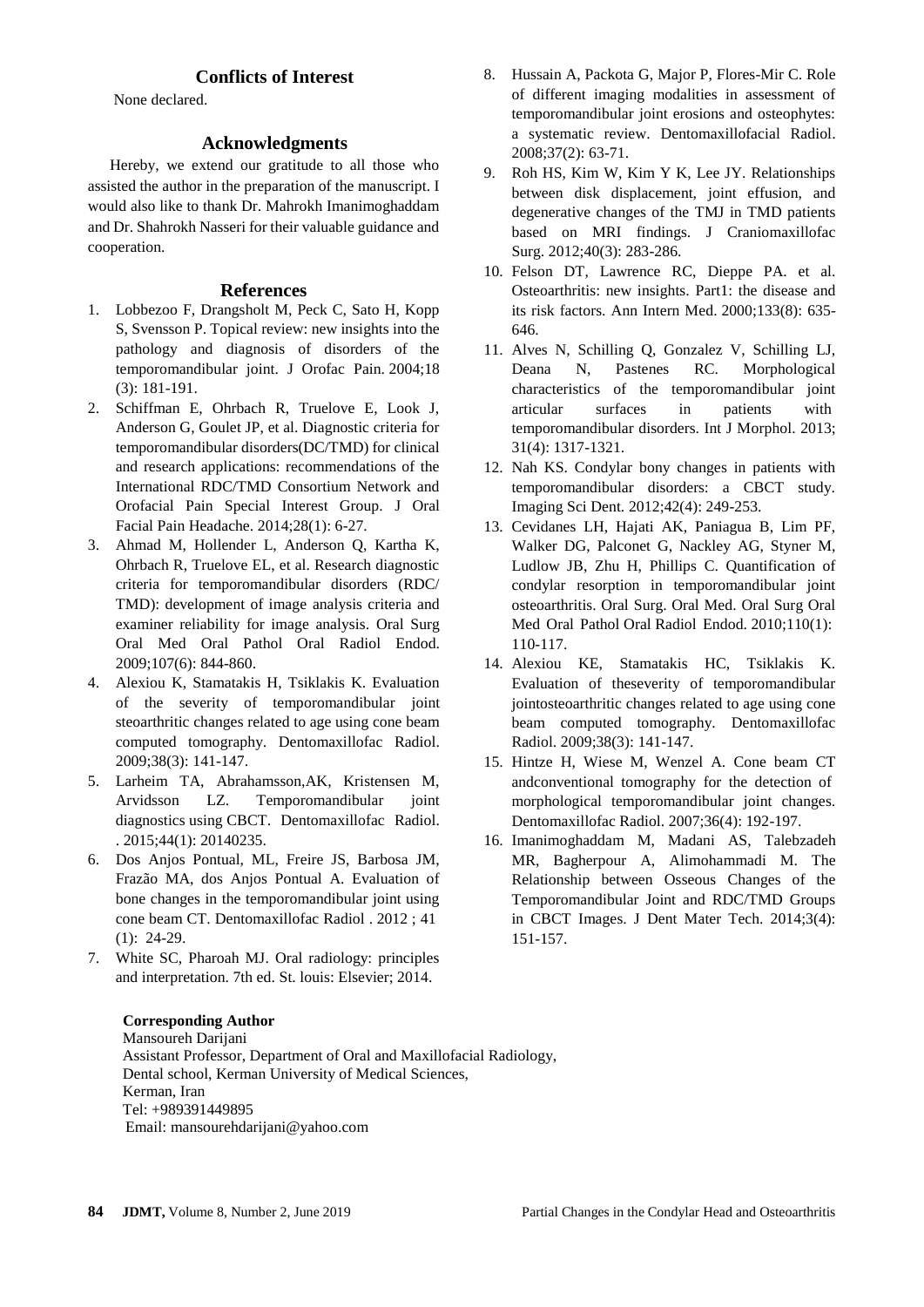## Conflicts of Interest

None declared.

## Acknowledgments

Hereby, we extend our gratitude to all those who assisted the author in the preparation of the manuscript. I would also like to thank Dr. Mahrokh Imanimoghaddam and Dr. Shahrokh Nasseri for their valuable guidance and cooperation.

## References

1. Lobbezoo F, Drangsholt M, Peck C, Sato H, Kopp S, Svensson P. Topical review: new insights into the pathology and diagnosis of disorders of the temporomandibular joint. J Orofac Pain. 2004;18 (3): 181-191.
2. Schiffman E, Ohrbach R, Truelove E, Look J, Anderson G, Goulet JP, et al. Diagnostic criteria for temporomandibular disorders(DC/TMD) for clinical and research applications: recommendations of the International RDC/TMD Consortium Network and Orofacial Pain Special Interest Group. J Oral Facial Pain Headache. 2014;28(1): 6-27.
3. Ahmad M, Hollender L, Anderson Q, Kartha K, Ohrbach R, Truelove EL, et al. Research diagnostic criteria for temporomandibular disorders (RDC/ TMD): development of image analysis criteria and examiner reliability for image analysis. Oral Surg Oral Med Oral Pathol Oral Radiol Endod. 2009;107(6): 844-860.
4. Alexiou K, Stamatakis H, Tsiklakis K. Evaluation of the severity of temporomandibular joint steoarthritic changes related to age using cone beam computed tomography. Dentomaxillofac Radiol. 2009;38(3): 141-147.
5. Larheim TA, Abrahamsson,AK, Kristensen M, Arvidsson LZ. Temporomandibular joint diagnostics using CBCT. Dentomaxillofac Radiol. . 2015;44(1): 20140235.
6. Dos Anjos Pontual, ML, Freire JS, Barbosa JM, Frazão MA, dos Anjos Pontual A. Evaluation of bone changes in the temporomandibular joint using cone beam CT. Dentomaxillofac Radiol . 2012 ; 41 (1): 24-29.
7. White SC, Pharoah MJ. Oral radiology: principles and interpretation. 7th ed. St. louis: Elsevier; 2014.
8. Hussain A, Packota G, Major P, Flores-Mir C. Role of different imaging modalities in assessment of temporomandibular joint erosions and osteophytes: a systematic review. Dentomaxillofacial Radiol. 2008;37(2): 63-71.
9. Roh HS, Kim W, Kim Y K, Lee JY. Relationships between disk displacement, joint effusion, and degenerative changes of the TMJ in TMD patients based on MRI findings. J Craniomaxillofac Surg. 2012;40(3): 283-286.
10. Felson DT, Lawrence RC, Dieppe PA. et al. Osteoarthritis: new insights. Part1: the disease and its risk factors. Ann Intern Med. 2000;133(8): 635-646.
11. Alves N, Schilling Q, Gonzalez V, Schilling LJ, Deana N, Pastenes RC. Morphological characteristics of the temporomandibular joint articular surfaces in patients with temporomandibular disorders. Int J Morphol. 2013; 31(4): 1317-1321.
12. Nah KS. Condylar bony changes in patients with temporomandibular disorders: a CBCT study. Imaging Sci Dent. 2012;42(4): 249-253.
13. Cevidanes LH, Hajati AK, Paniagua B, Lim PF, Walker DG, Palconet G, Nackley AG, Styner M, Ludlow JB, Zhu H, Phillips C. Quantification of condylar resorption in temporomandibular joint osteoarthritis. Oral Surg. Oral Med. Oral Surg Oral Med Oral Pathol Oral Radiol Endod. 2010;110(1): 110-117.
14. Alexiou KE, Stamatakis HC, Tsiklakis K. Evaluation of theseverity of temporomandibular jointosteoarthritic changes related to age using cone beam computed tomography. Dentomaxillofac Radiol. 2009;38(3): 141-147.
15. Hintze H, Wiese M, Wenzel A. Cone beam CT andconventional tomography for the detection of morphological temporomandibular joint changes. Dentomaxillofac Radiol. 2007;36(4): 192-197.
16. Imanimoghaddam M, Madani AS, Talebzadeh MR, Bagherpour A, Alimohammadi M. The Relationship between Osseous Changes of the Temporomandibular Joint and RDC/TMD Groups in CBCT Images. J Dent Mater Tech. 2014;3(4): 151-157.

**Corresponding Author**
Mansoureh Darijani
Assistant Professor, Department of Oral and Maxillofacial Radiology,
Dental school, Kerman University of Medical Sciences,
Kerman, Iran
Tel: +989391449895
Email: mansourehdarijani@yahoo.com